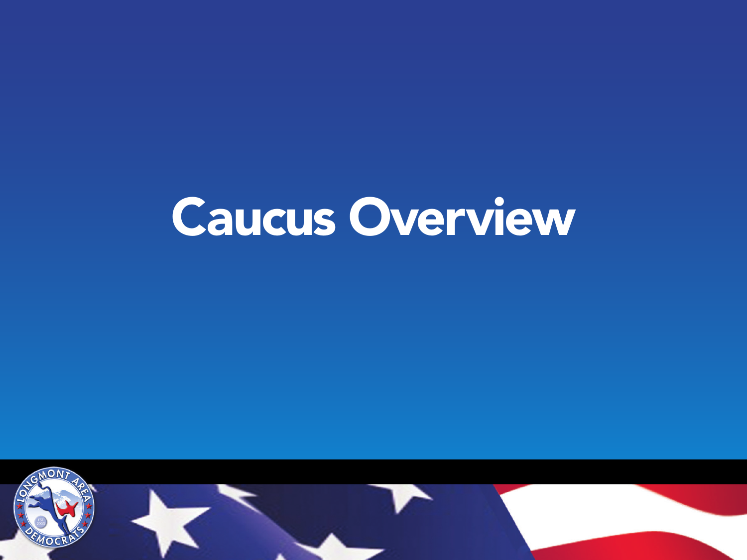# Caucus Overview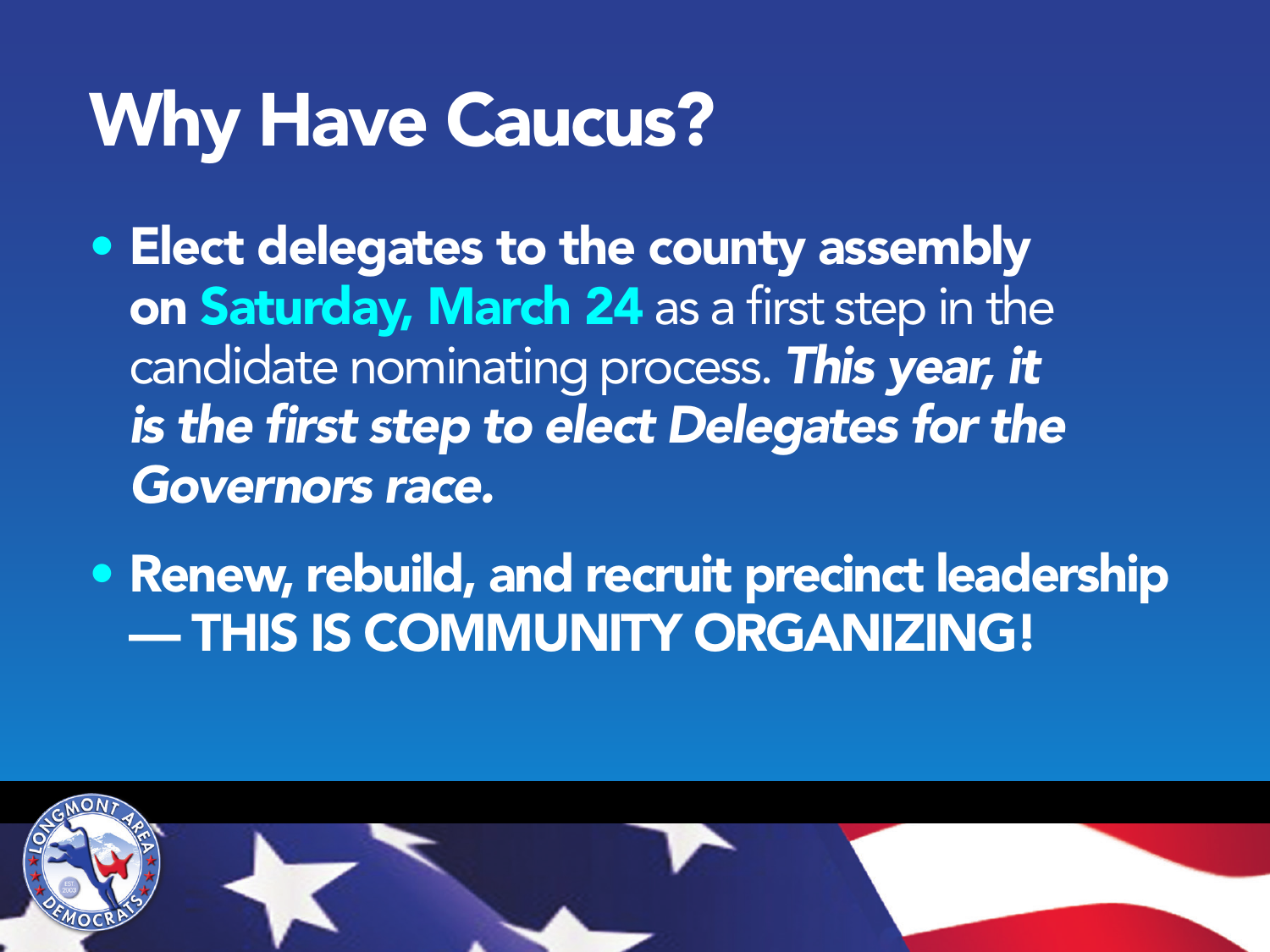# Why Have Caucus?

- **Elect delegates to the county assembly on Saturday, March 24** as a first step in the candidate nominating process. ***This year, it is the first step to elect Delegates for the Governors race.***
- **Renew, rebuild, and recruit precinct leadership — THIS IS COMMUNITY ORGANIZING!**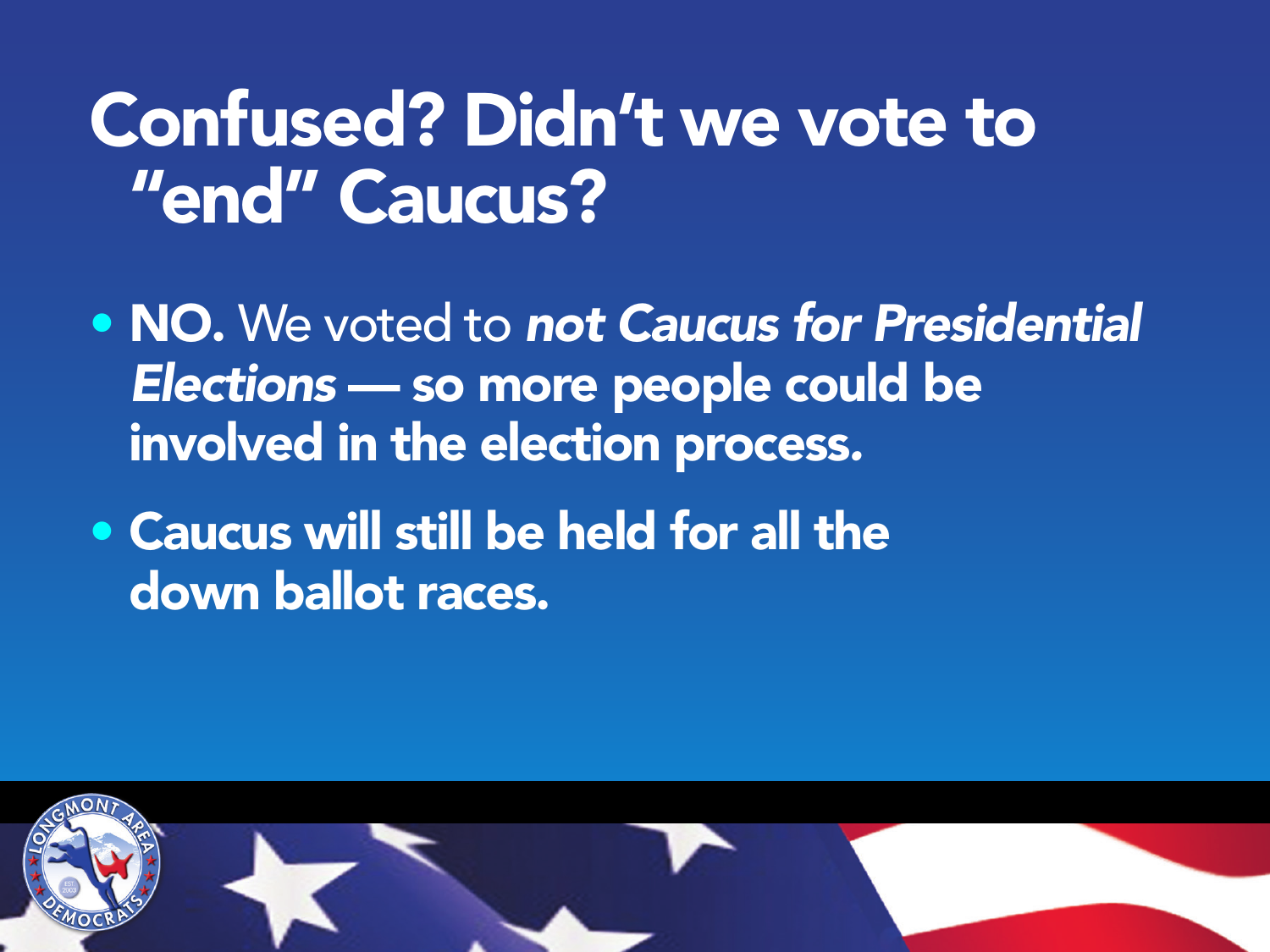# Confused? Didn't we vote to "end" Caucus?

- **NO.** We voted to ***not Caucus for Presidential Elections*** **— so more people could be involved in the election process.**
- **Caucus will still be held for all the down ballot races.**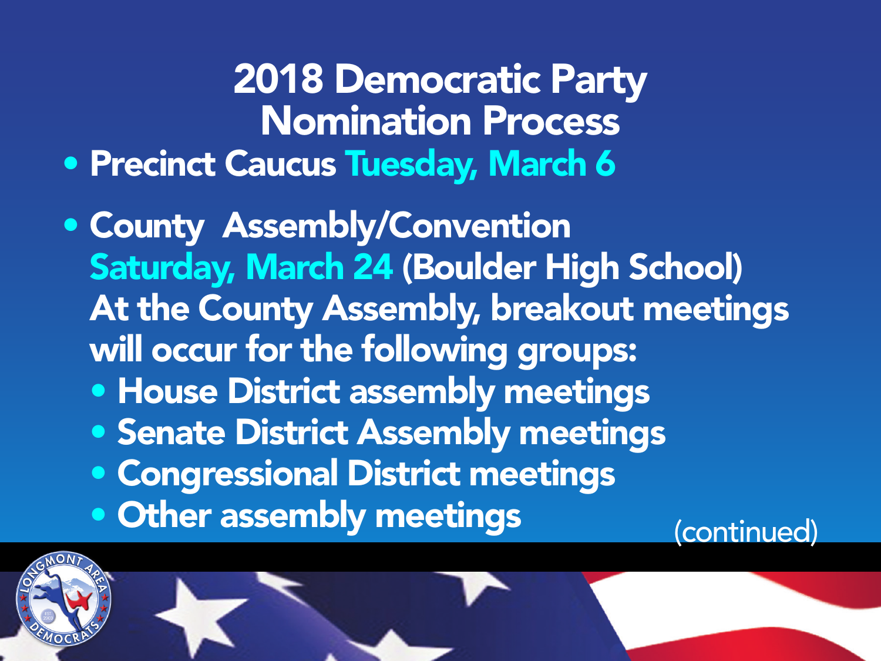# 2018 Democratic Party Nomination Process

- **Precinct Caucus Tuesday, March 6**
- **County Assembly/Convention**
  **Saturday, March 24 (Boulder High School)**
  **At the County Assembly, breakout meetings will occur for the following groups:**
  - **House District assembly meetings**
  - **Senate District Assembly meetings**
  - **Congressional District meetings**
  - **Other assembly meetings**

(continued)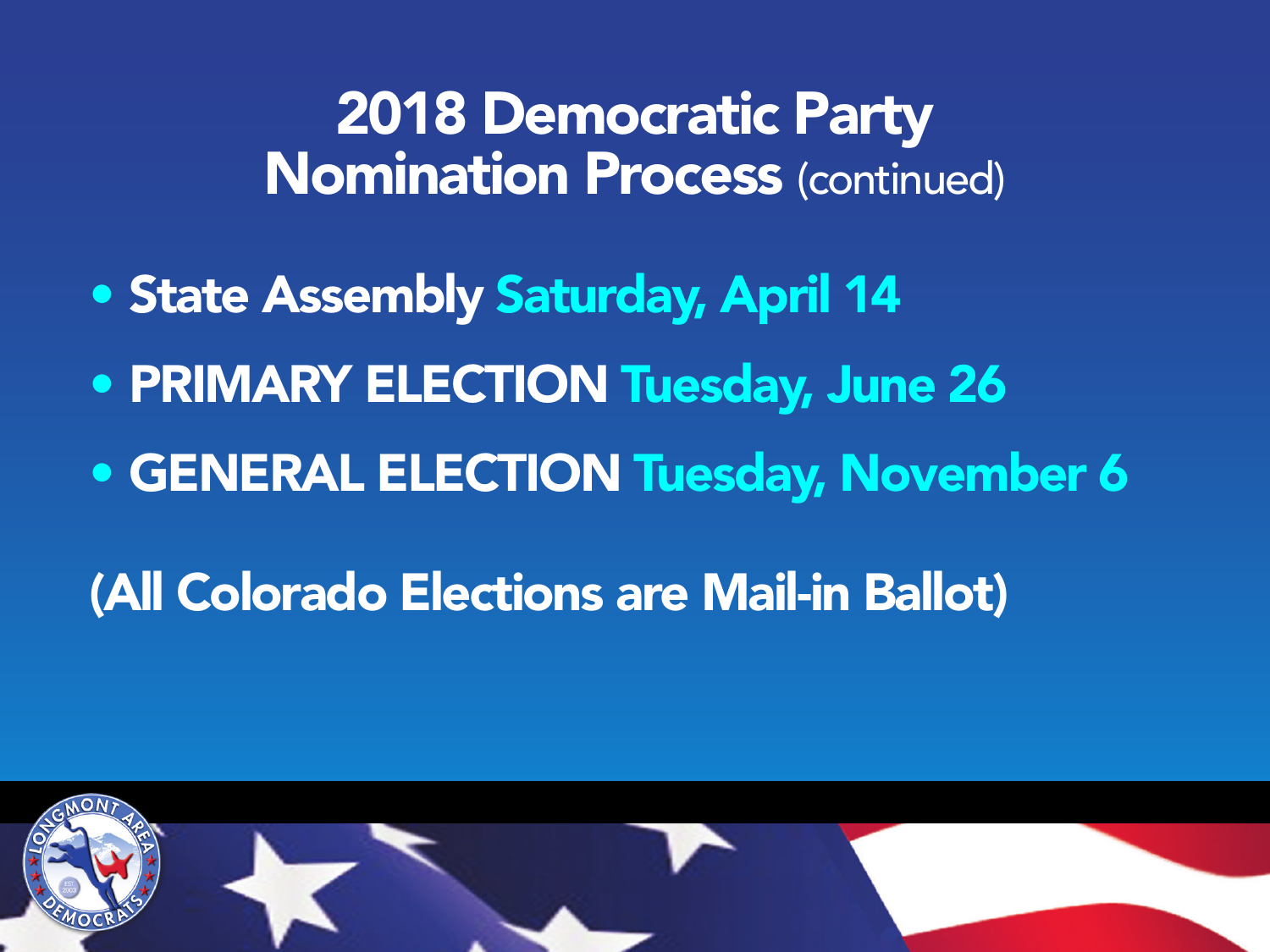# 2018 Democratic Party Nomination Process (continued)

- State Assembly **Saturday, April 14**
- PRIMARY ELECTION **Tuesday, June 26**
- GENERAL ELECTION **Tuesday, November 6**

(All Colorado Elections are Mail-in Ballot)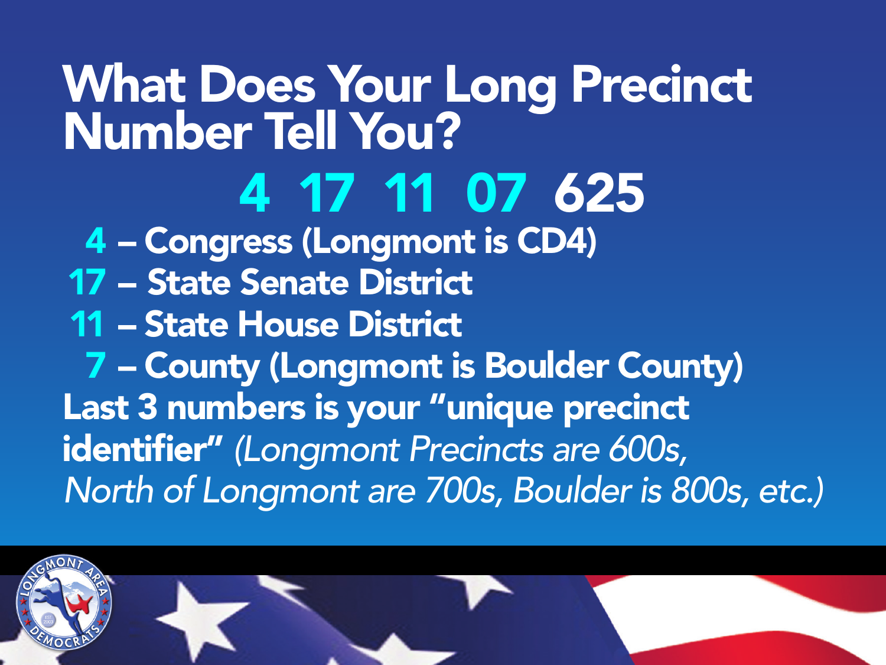# What Does Your Long Precinct Number Tell You?

**4 17 11 07 625**

- **4** – **Congress (Longmont is CD4)**
- **17** – **State Senate District**
- **11** – **State House District**
- **7** – **County (Longmont is Boulder County)**

**Last 3 numbers is your "unique precinct identifier"** *(Longmont Precincts are 600s, North of Longmont are 700s, Boulder is 800s, etc.)*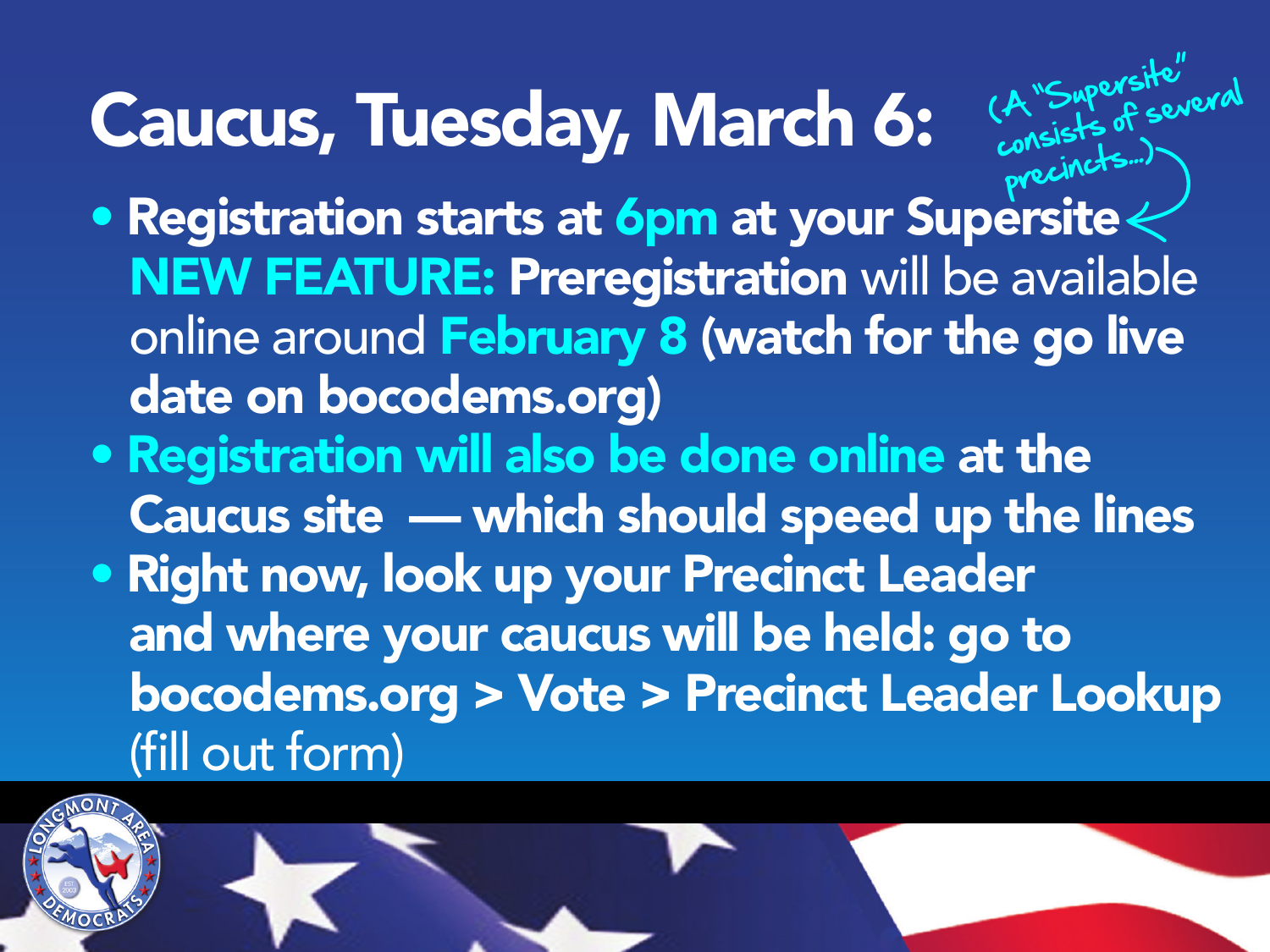# Caucus, Tuesday, March 6:

(A "Supersite" consists of several precincts...)

- Registration starts at 6pm at your Supersite
  **NEW FEATURE: Preregistration** will be available online around **February 8 (watch for the go live date on bocodems.org)**
- **Registration will also be done online at the Caucus site — which should speed up the lines**
- **Right now, look up your Precinct Leader and where your caucus will be held: go to bocodems.org > Vote > Precinct Leader Lookup** (fill out form)

LONGMONT AREA DEMOCRATS EST. 2003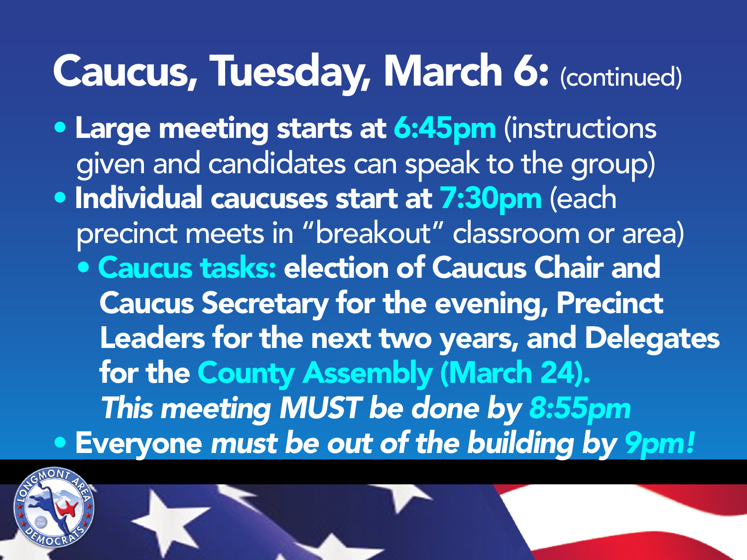# Caucus, Tuesday, March 6: (continued)

- **Large meeting starts at 6:45pm** (instructions given and candidates can speak to the group)
- **Individual caucuses start at 7:30pm** (each precinct meets in "breakout" classroom or area)
  - **Caucus tasks: election of Caucus Chair and Caucus Secretary for the evening, Precinct Leaders for the next two years, and Delegates for the County Assembly (March 24).** ***This meeting MUST be done by 8:55pm***
- **Everyone *must be out of the building by 9pm!***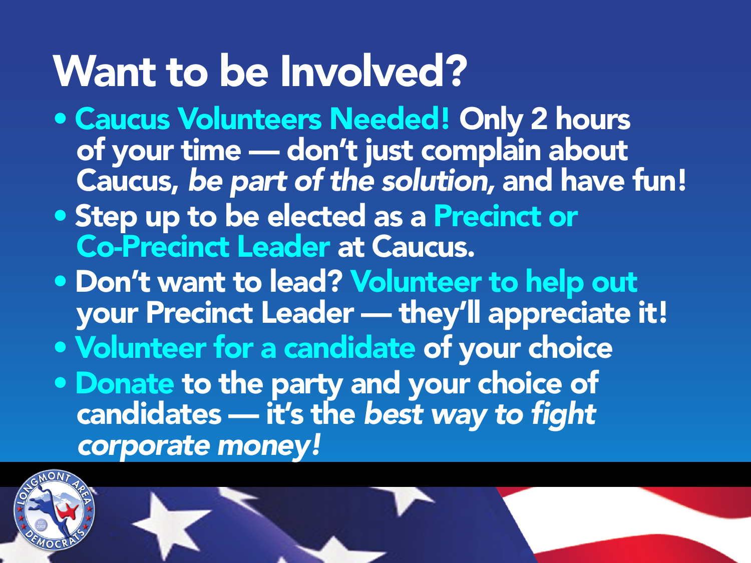# Want to be Involved?

- **Caucus Volunteers Needed!** Only 2 hours of your time — don't just complain about Caucus, *be part of the solution,* and have fun!
- Step up to be elected as a **Precinct or Co-Precinct Leader** at Caucus.
- Don't want to lead? **Volunteer to help out** your Precinct Leader — they'll appreciate it!
- **Volunteer for a candidate** of your choice
- **Donate** to the party and your choice of candidates — it's the *best way to fight corporate money!*